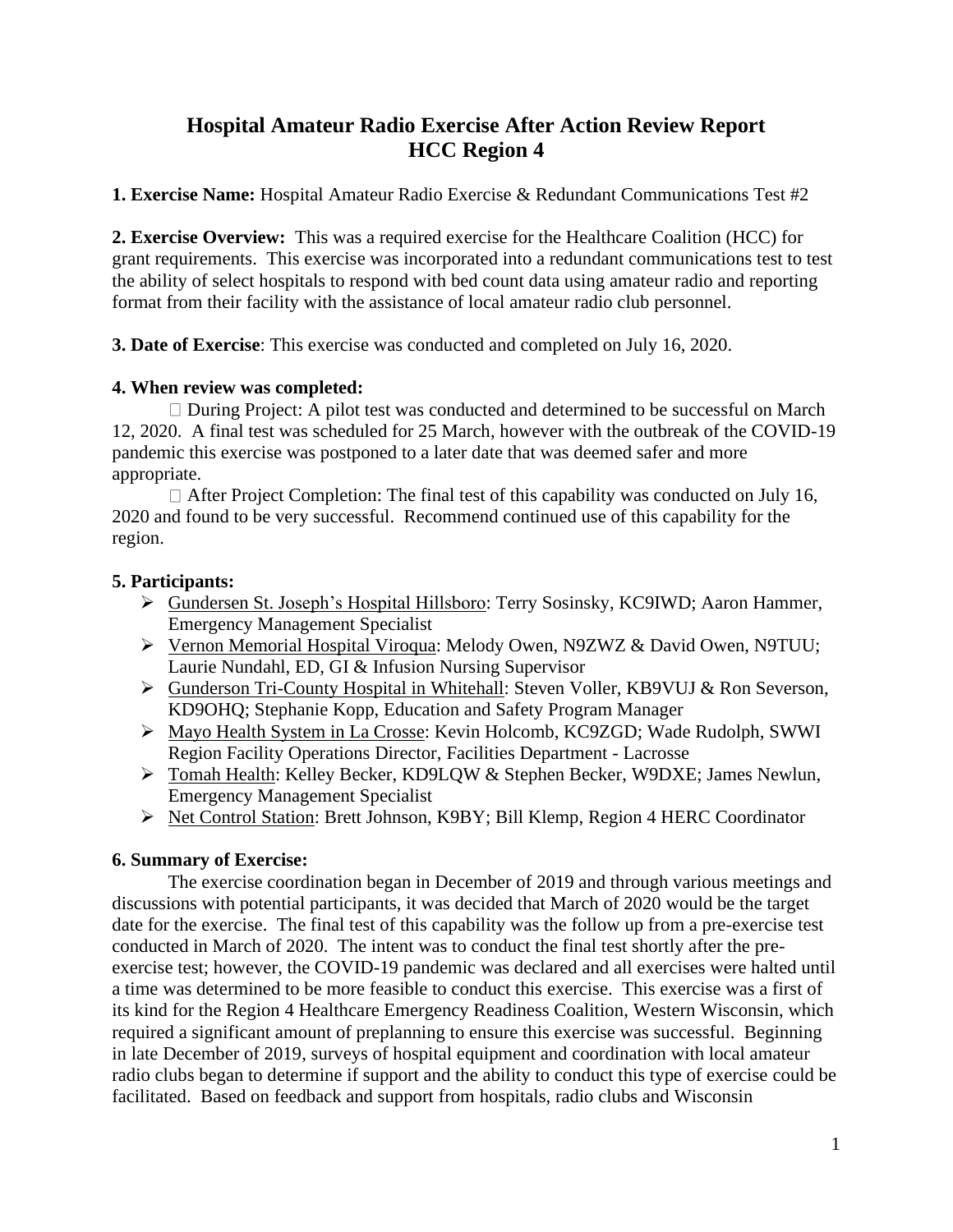# Hospital Amateur Radio Exercise After Action Review Report
# HCC Region 4

**1. Exercise Name:** Hospital Amateur Radio Exercise & Redundant Communications Test #2

**2. Exercise Overview:** This was a required exercise for the Healthcare Coalition (HCC) for grant requirements. This exercise was incorporated into a redundant communications test to test the ability of select hospitals to respond with bed count data using amateur radio and reporting format from their facility with the assistance of local amateur radio club personnel.

**3. Date of Exercise**: This exercise was conducted and completed on July 16, 2020.

**4. When review was completed:**

 During Project: A pilot test was conducted and determined to be successful on March 12, 2020. A final test was scheduled for 25 March, however with the outbreak of the COVID-19 pandemic this exercise was postponed to a later date that was deemed safer and more appropriate.

 After Project Completion: The final test of this capability was conducted on July 16, 2020 and found to be very successful. Recommend continued use of this capability for the region.

**5. Participants:**

- Gundersen St. Joseph's Hospital Hillsboro: Terry Sosinsky, KC9IWD; Aaron Hammer, Emergency Management Specialist
- Vernon Memorial Hospital Viroqua: Melody Owen, N9ZWZ & David Owen, N9TUU; Laurie Nundahl, ED, GI & Infusion Nursing Supervisor
- Gunderson Tri-County Hospital in Whitehall: Steven Voller, KB9VUJ & Ron Severson, KD9OHQ; Stephanie Kopp, Education and Safety Program Manager
- Mayo Health System in La Crosse: Kevin Holcomb, KC9ZGD; Wade Rudolph, SWWI Region Facility Operations Director, Facilities Department - Lacrosse
- Tomah Health: Kelley Becker, KD9LQW & Stephen Becker, W9DXE; James Newlun, Emergency Management Specialist
- Net Control Station: Brett Johnson, K9BY; Bill Klemp, Region 4 HERC Coordinator

**6. Summary of Exercise:**

The exercise coordination began in December of 2019 and through various meetings and discussions with potential participants, it was decided that March of 2020 would be the target date for the exercise. The final test of this capability was the follow up from a pre-exercise test conducted in March of 2020. The intent was to conduct the final test shortly after the pre-exercise test; however, the COVID-19 pandemic was declared and all exercises were halted until a time was determined to be more feasible to conduct this exercise. This exercise was a first of its kind for the Region 4 Healthcare Emergency Readiness Coalition, Western Wisconsin, which required a significant amount of preplanning to ensure this exercise was successful. Beginning in late December of 2019, surveys of hospital equipment and coordination with local amateur radio clubs began to determine if support and the ability to conduct this type of exercise could be facilitated. Based on feedback and support from hospitals, radio clubs and Wisconsin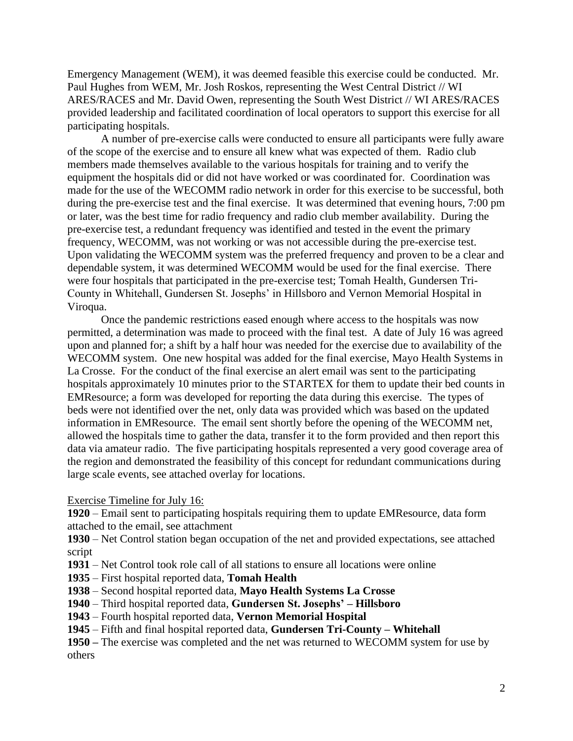Emergency Management (WEM), it was deemed feasible this exercise could be conducted. Mr. Paul Hughes from WEM, Mr. Josh Roskos, representing the West Central District // WI ARES/RACES and Mr. David Owen, representing the South West District // WI ARES/RACES provided leadership and facilitated coordination of local operators to support this exercise for all participating hospitals.

A number of pre-exercise calls were conducted to ensure all participants were fully aware of the scope of the exercise and to ensure all knew what was expected of them. Radio club members made themselves available to the various hospitals for training and to verify the equipment the hospitals did or did not have worked or was coordinated for. Coordination was made for the use of the WECOMM radio network in order for this exercise to be successful, both during the pre-exercise test and the final exercise. It was determined that evening hours, 7:00 pm or later, was the best time for radio frequency and radio club member availability. During the pre-exercise test, a redundant frequency was identified and tested in the event the primary frequency, WECOMM, was not working or was not accessible during the pre-exercise test. Upon validating the WECOMM system was the preferred frequency and proven to be a clear and dependable system, it was determined WECOMM would be used for the final exercise. There were four hospitals that participated in the pre-exercise test; Tomah Health, Gundersen Tri-County in Whitehall, Gundersen St. Josephs' in Hillsboro and Vernon Memorial Hospital in Viroqua.

Once the pandemic restrictions eased enough where access to the hospitals was now permitted, a determination was made to proceed with the final test. A date of July 16 was agreed upon and planned for; a shift by a half hour was needed for the exercise due to availability of the WECOMM system. One new hospital was added for the final exercise, Mayo Health Systems in La Crosse. For the conduct of the final exercise an alert email was sent to the participating hospitals approximately 10 minutes prior to the STARTEX for them to update their bed counts in EMResource; a form was developed for reporting the data during this exercise. The types of beds were not identified over the net, only data was provided which was based on the updated information in EMResource. The email sent shortly before the opening of the WECOMM net, allowed the hospitals time to gather the data, transfer it to the form provided and then report this data via amateur radio. The five participating hospitals represented a very good coverage area of the region and demonstrated the feasibility of this concept for redundant communications during large scale events, see attached overlay for locations.

<u>Exercise Timeline for July 16:</u>

**1920** – Email sent to participating hospitals requiring them to update EMResource, data form attached to the email, see attachment

**1930** – Net Control station began occupation of the net and provided expectations, see attached script

**1931** – Net Control took role call of all stations to ensure all locations were online

**1935** – First hospital reported data, **Tomah Health**

**1938** – Second hospital reported data, **Mayo Health Systems La Crosse**

**1940** – Third hospital reported data, **Gundersen St. Josephs' – Hillsboro**

**1943** – Fourth hospital reported data, **Vernon Memorial Hospital**

**1945** – Fifth and final hospital reported data, **Gundersen Tri-County – Whitehall**

**1950 –** The exercise was completed and the net was returned to WECOMM system for use by others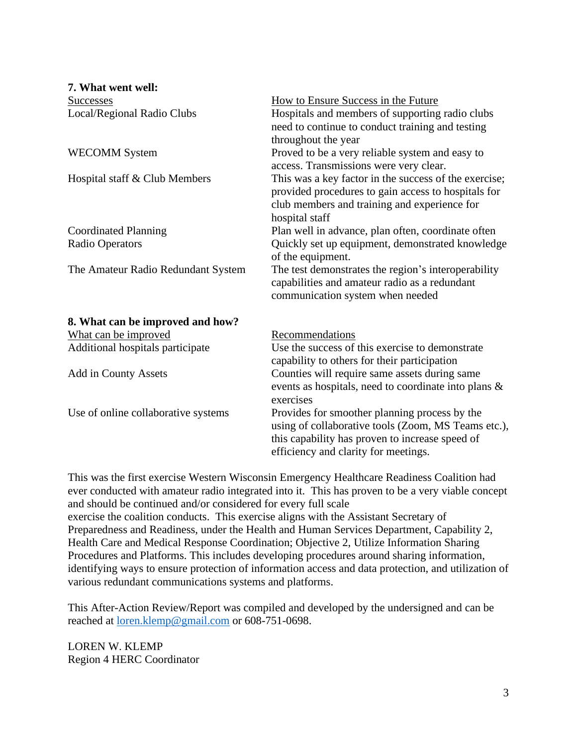**7. What went well:**

| Successes | How to Ensure Success in the Future |
|---|---|
| Local/Regional Radio Clubs | Hospitals and members of supporting radio clubs need to continue to conduct training and testing throughout the year |
| WECOMM System | Proved to be a very reliable system and easy to access. Transmissions were very clear. |
| Hospital staff & Club Members | This was a key factor in the success of the exercise; provided procedures to gain access to hospitals for club members and training and experience for hospital staff |
| Coordinated Planning | Plan well in advance, plan often, coordinate often |
| Radio Operators | Quickly set up equipment, demonstrated knowledge of the equipment. |
| The Amateur Radio Redundant System | The test demonstrates the region's interoperability capabilities and amateur radio as a redundant communication system when needed |

**8. What can be improved and how?**

| What can be improved | Recommendations |
|---|---|
| Additional hospitals participate | Use the success of this exercise to demonstrate capability to others for their participation |
| Add in County Assets | Counties will require same assets during same events as hospitals, need to coordinate into plans & exercises |
| Use of online collaborative systems | Provides for smoother planning process by the using of collaborative tools (Zoom, MS Teams etc.), this capability has proven to increase speed of efficiency and clarity for meetings. |

This was the first exercise Western Wisconsin Emergency Healthcare Readiness Coalition had ever conducted with amateur radio integrated into it. This has proven to be a very viable concept and should be continued and/or considered for every full scale exercise the coalition conducts. This exercise aligns with the Assistant Secretary of Preparedness and Readiness, under the Health and Human Services Department, Capability 2, Health Care and Medical Response Coordination; Objective 2, Utilize Information Sharing Procedures and Platforms. This includes developing procedures around sharing information, identifying ways to ensure protection of information access and data protection, and utilization of various redundant communications systems and platforms.

This After-Action Review/Report was compiled and developed by the undersigned and can be reached at loren.klemp@gmail.com or 608-751-0698.

LOREN W. KLEMP
Region 4 HERC Coordinator